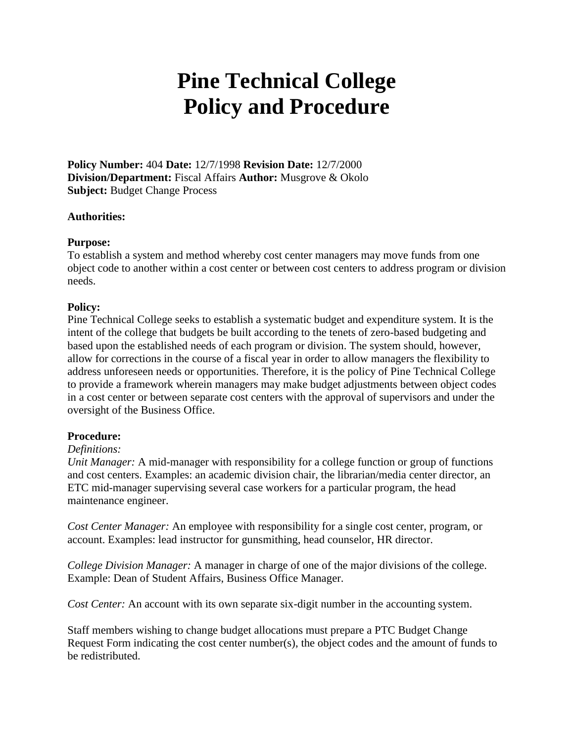# Pine Technical College
# Policy and Procedure

**Policy Number:** 404 **Date:** 12/7/1998 **Revision Date:** 12/7/2000
**Division/Department:** Fiscal Affairs **Author:** Musgrove & Okolo
**Subject:** Budget Change Process

**Authorities:**

**Purpose:**
To establish a system and method whereby cost center managers may move funds from one object code to another within a cost center or between cost centers to address program or division needs.

**Policy:**
Pine Technical College seeks to establish a systematic budget and expenditure system. It is the intent of the college that budgets be built according to the tenets of zero-based budgeting and based upon the established needs of each program or division. The system should, however, allow for corrections in the course of a fiscal year in order to allow managers the flexibility to address unforeseen needs or opportunities. Therefore, it is the policy of Pine Technical College to provide a framework wherein managers may make budget adjustments between object codes in a cost center or between separate cost centers with the approval of supervisors and under the oversight of the Business Office.

**Procedure:**
*Definitions:*
*Unit Manager:* A mid-manager with responsibility for a college function or group of functions and cost centers. Examples: an academic division chair, the librarian/media center director, an ETC mid-manager supervising several case workers for a particular program, the head maintenance engineer.

*Cost Center Manager:* An employee with responsibility for a single cost center, program, or account. Examples: lead instructor for gunsmithing, head counselor, HR director.

*College Division Manager:* A manager in charge of one of the major divisions of the college. Example: Dean of Student Affairs, Business Office Manager.

*Cost Center:* An account with its own separate six-digit number in the accounting system.

Staff members wishing to change budget allocations must prepare a PTC Budget Change Request Form indicating the cost center number(s), the object codes and the amount of funds to be redistributed.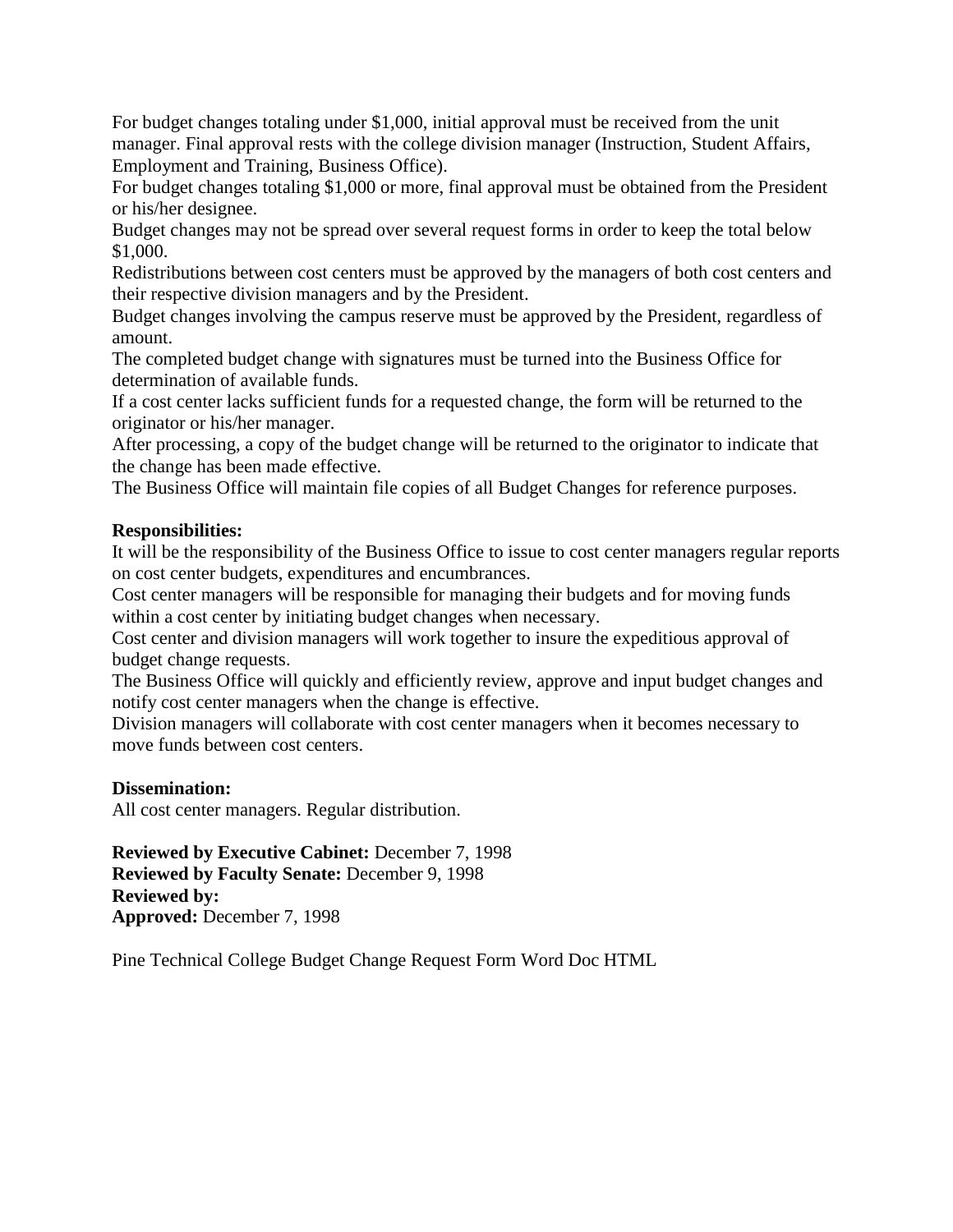For budget changes totaling under $1,000, initial approval must be received from the unit manager. Final approval rests with the college division manager (Instruction, Student Affairs, Employment and Training, Business Office).

For budget changes totaling $1,000 or more, final approval must be obtained from the President or his/her designee.

Budget changes may not be spread over several request forms in order to keep the total below $1,000.

Redistributions between cost centers must be approved by the managers of both cost centers and their respective division managers and by the President.

Budget changes involving the campus reserve must be approved by the President, regardless of amount.

The completed budget change with signatures must be turned into the Business Office for determination of available funds.

If a cost center lacks sufficient funds for a requested change, the form will be returned to the originator or his/her manager.

After processing, a copy of the budget change will be returned to the originator to indicate that the change has been made effective.

The Business Office will maintain file copies of all Budget Changes for reference purposes.

**Responsibilities:**

It will be the responsibility of the Business Office to issue to cost center managers regular reports on cost center budgets, expenditures and encumbrances.

Cost center managers will be responsible for managing their budgets and for moving funds within a cost center by initiating budget changes when necessary.

Cost center and division managers will work together to insure the expeditious approval of budget change requests.

The Business Office will quickly and efficiently review, approve and input budget changes and notify cost center managers when the change is effective.

Division managers will collaborate with cost center managers when it becomes necessary to move funds between cost centers.

**Dissemination:**

All cost center managers. Regular distribution.

**Reviewed by Executive Cabinet:** December 7, 1998
**Reviewed by Faculty Senate:** December 9, 1998
**Reviewed by:**
**Approved:** December 7, 1998

Pine Technical College Budget Change Request Form Word Doc HTML